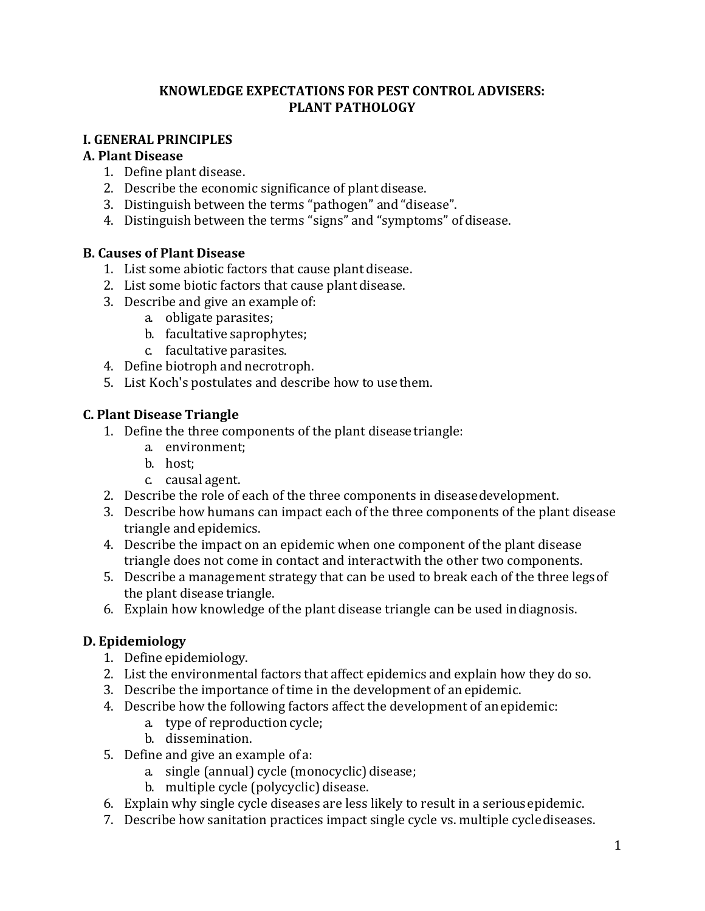# KNOWLEDGE EXPECTATIONS FOR PEST CONTROL ADVISERS: PLANT PATHOLOGY

## I. GENERAL PRINCIPLES

### A. Plant Disease

1. Define plant disease.
2. Describe the economic significance of plant disease.
3. Distinguish between the terms “pathogen” and “disease”.
4. Distinguish between the terms “signs” and “symptoms” of disease.

### B. Causes of Plant Disease

1. List some abiotic factors that cause plant disease.
2. List some biotic factors that cause plant disease.
3. Describe and give an example of:
   a. obligate parasites;
   b. facultative saprophytes;
   c. facultative parasites.
4. Define biotroph and necrotroph.
5. List Koch's postulates and describe how to use them.

### C. Plant Disease Triangle

1. Define the three components of the plant disease triangle:
   a. environment;
   b. host;
   c. causal agent.
2. Describe the role of each of the three components in disease development.
3. Describe how humans can impact each of the three components of the plant disease triangle and epidemics.
4. Describe the impact on an epidemic when one component of the plant disease triangle does not come in contact and interact with the other two components.
5. Describe a management strategy that can be used to break each of the three legs of the plant disease triangle.
6. Explain how knowledge of the plant disease triangle can be used in diagnosis.

### D. Epidemiology

1. Define epidemiology.
2. List the environmental factors that affect epidemics and explain how they do so.
3. Describe the importance of time in the development of an epidemic.
4. Describe how the following factors affect the development of an epidemic:
   a. type of reproduction cycle;
   b. dissemination.
5. Define and give an example of a:
   a. single (annual) cycle (monocyclic) disease;
   b. multiple cycle (polycyclic) disease.
6. Explain why single cycle diseases are less likely to result in a serious epidemic.
7. Describe how sanitation practices impact single cycle vs. multiple cycle diseases.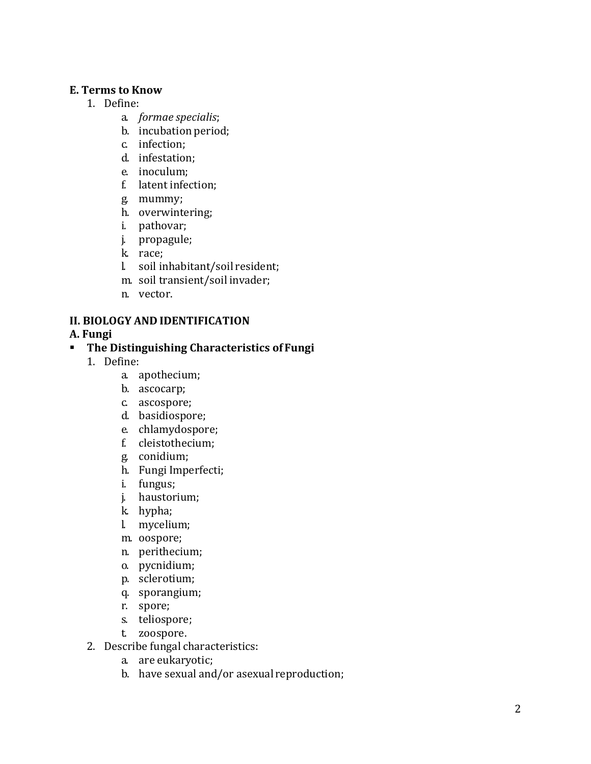**E. Terms to Know**

1. Define:
    a. *formae specialis*;
    b. incubation period;
    c. infection;
    d. infestation;
    e. inoculum;
    f. latent infection;
    g. mummy;
    h. overwintering;
    i. pathovar;
    j. propagule;
    k. race;
    l. soil inhabitant/soil resident;
    m. soil transient/soil invader;
    n. vector.

**II. BIOLOGY AND IDENTIFICATION**

**A. Fungi**

- **The Distinguishing Characteristics of Fungi**

1. Define:
    a. apothecium;
    b. ascocarp;
    c. ascospore;
    d. basidiospore;
    e. chlamydospore;
    f. cleistothecium;
    g. conidium;
    h. Fungi Imperfecti;
    i. fungus;
    j. haustorium;
    k. hypha;
    l. mycelium;
    m. oospore;
    n. perithecium;
    o. pycnidium;
    p. sclerotium;
    q. sporangium;
    r. spore;
    s. teliospore;
    t. zoospore.
2. Describe fungal characteristics:
    a. are eukaryotic;
    b. have sexual and/or asexual reproduction;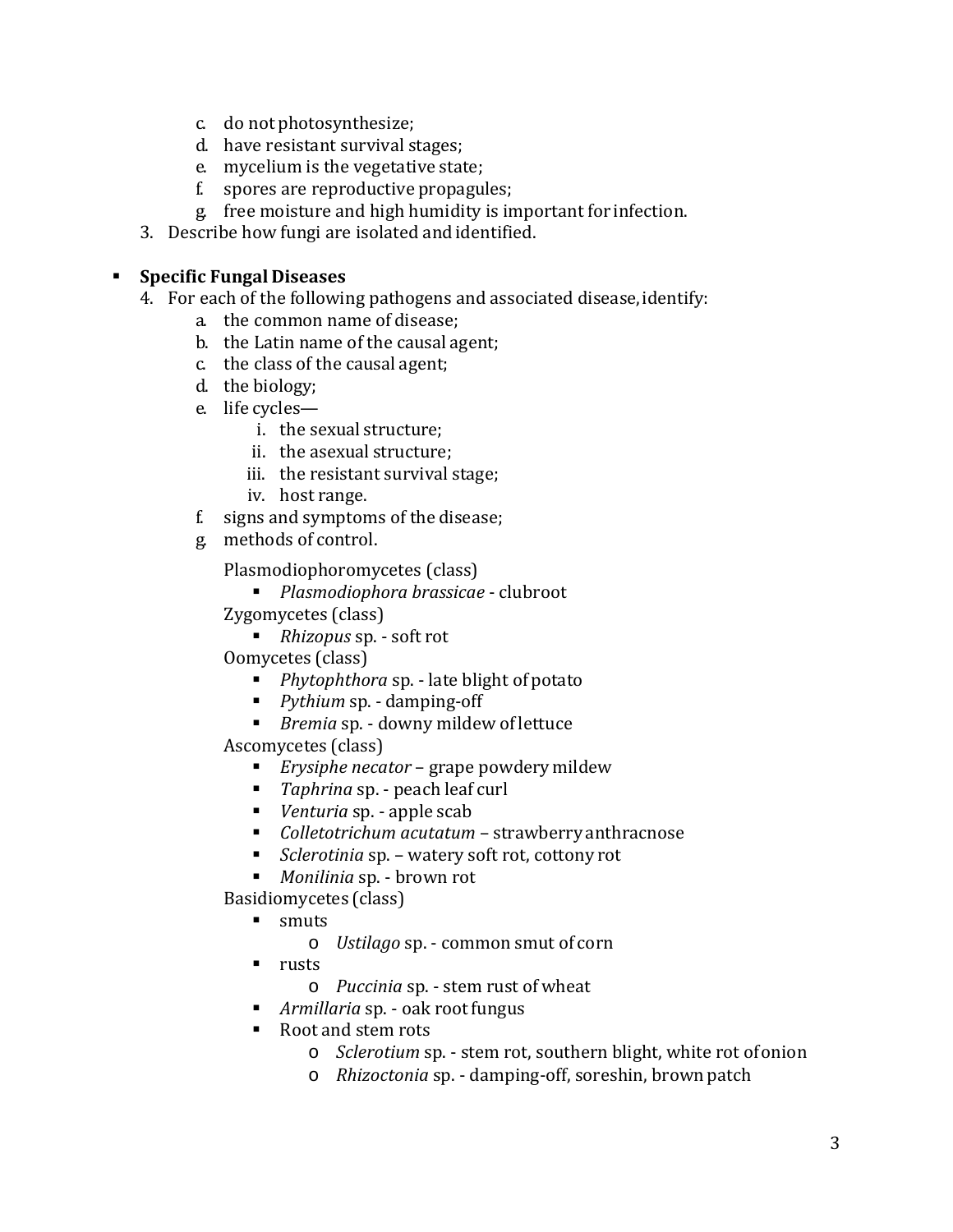c. do not photosynthesize;
   d. have resistant survival stages;
   e. mycelium is the vegetative state;
   f. spores are reproductive propagules;
   g. free moisture and high humidity is important for infection.
3. Describe how fungi are isolated and identified.

- **Specific Fungal Diseases**
  4. For each of the following pathogens and associated disease, identify:
     a. the common name of disease;
     b. the Latin name of the causal agent;
     c. the class of the causal agent;
     d. the biology;
     e. life cycles—
        i. the sexual structure;
        ii. the asexual structure;
        iii. the resistant survival stage;
        iv. host range.
     f. signs and symptoms of the disease;
     g. methods of control.

     Plasmodiophoromycetes (class)
     - *Plasmodiophora brassicae* - clubroot

     Zygomycetes (class)
     - *Rhizopus* sp. - soft rot

     Oomycetes (class)
     - *Phytophthora* sp. - late blight of potato
     - *Pythium* sp. - damping-off
     - *Bremia* sp. - downy mildew of lettuce

     Ascomycetes (class)
     - *Erysiphe necator* – grape powdery mildew
     - *Taphrina* sp. - peach leaf curl
     - *Venturia* sp. - apple scab
     - *Colletotrichum acutatum* – strawberry anthracnose
     - *Sclerotinia* sp. – watery soft rot, cottony rot
     - *Monilinia* sp. - brown rot

     Basidiomycetes (class)
     - smuts
       - *Ustilago* sp. - common smut of corn
     - rusts
       - *Puccinia* sp. - stem rust of wheat
     - *Armillaria* sp. - oak root fungus
     - Root and stem rots
       - *Sclerotium* sp. - stem rot, southern blight, white rot of onion
       - *Rhizoctonia* sp. - damping-off, soreshin, brown patch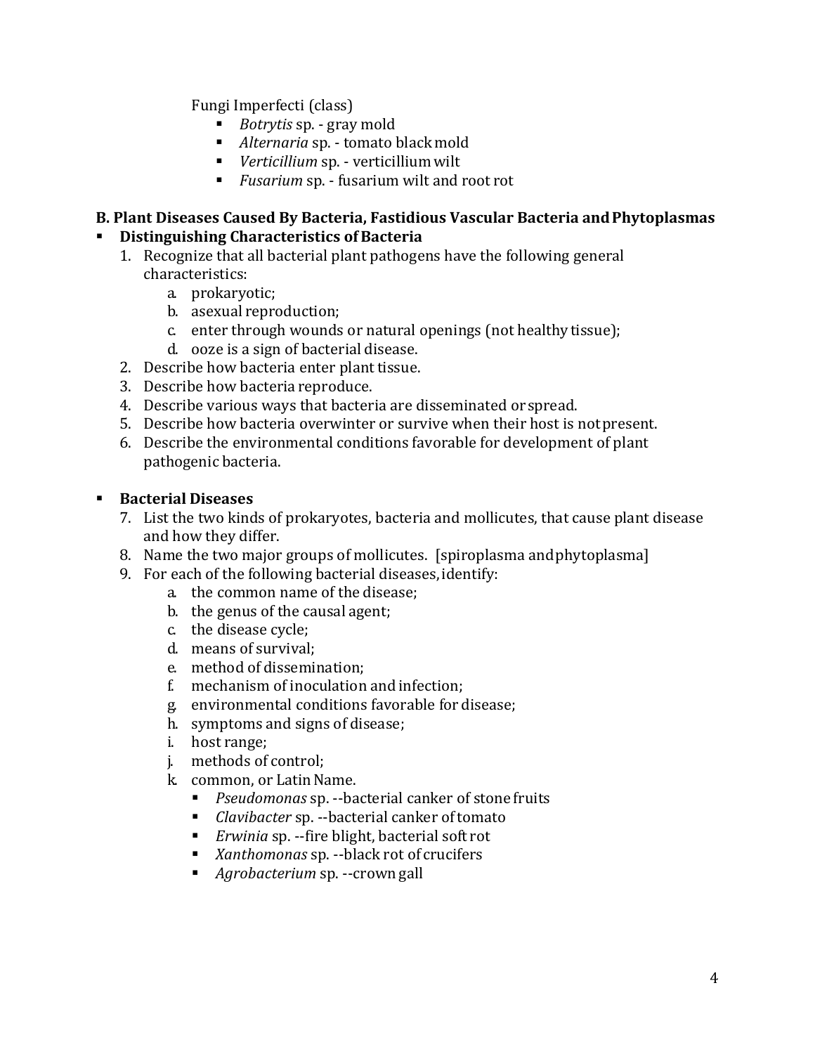Fungi Imperfecti (class)

- *Botrytis* sp. - gray mold
- *Alternaria* sp. - tomato black mold
- *Verticillium* sp. - verticillium wilt
- *Fusarium* sp. - fusarium wilt and root rot

**B. Plant Diseases Caused By Bacteria, Fastidious Vascular Bacteria and Phytoplasmas**

- **Distinguishing Characteristics of Bacteria**
  1. Recognize that all bacterial plant pathogens have the following general characteristics:
     a. prokaryotic;
     b. asexual reproduction;
     c. enter through wounds or natural openings (not healthy tissue);
     d. ooze is a sign of bacterial disease.
  2. Describe how bacteria enter plant tissue.
  3. Describe how bacteria reproduce.
  4. Describe various ways that bacteria are disseminated or spread.
  5. Describe how bacteria overwinter or survive when their host is not present.
  6. Describe the environmental conditions favorable for development of plant pathogenic bacteria.

- **Bacterial Diseases**
  7. List the two kinds of prokaryotes, bacteria and mollicutes, that cause plant disease and how they differ.
  8. Name the two major groups of mollicutes. [spiroplasma and phytoplasma]
  9. For each of the following bacterial diseases, identify:
     a. the common name of the disease;
     b. the genus of the causal agent;
     c. the disease cycle;
     d. means of survival;
     e. method of dissemination;
     f. mechanism of inoculation and infection;
     g. environmental conditions favorable for disease;
     h. symptoms and signs of disease;
     i. host range;
     j. methods of control;
     k. common, or Latin Name.
        - *Pseudomonas* sp. --bacterial canker of stone fruits
        - *Clavibacter* sp. --bacterial canker of tomato
        - *Erwinia* sp. --fire blight, bacterial soft rot
        - *Xanthomonas* sp. --black rot of crucifers
        - *Agrobacterium* sp. --crown gall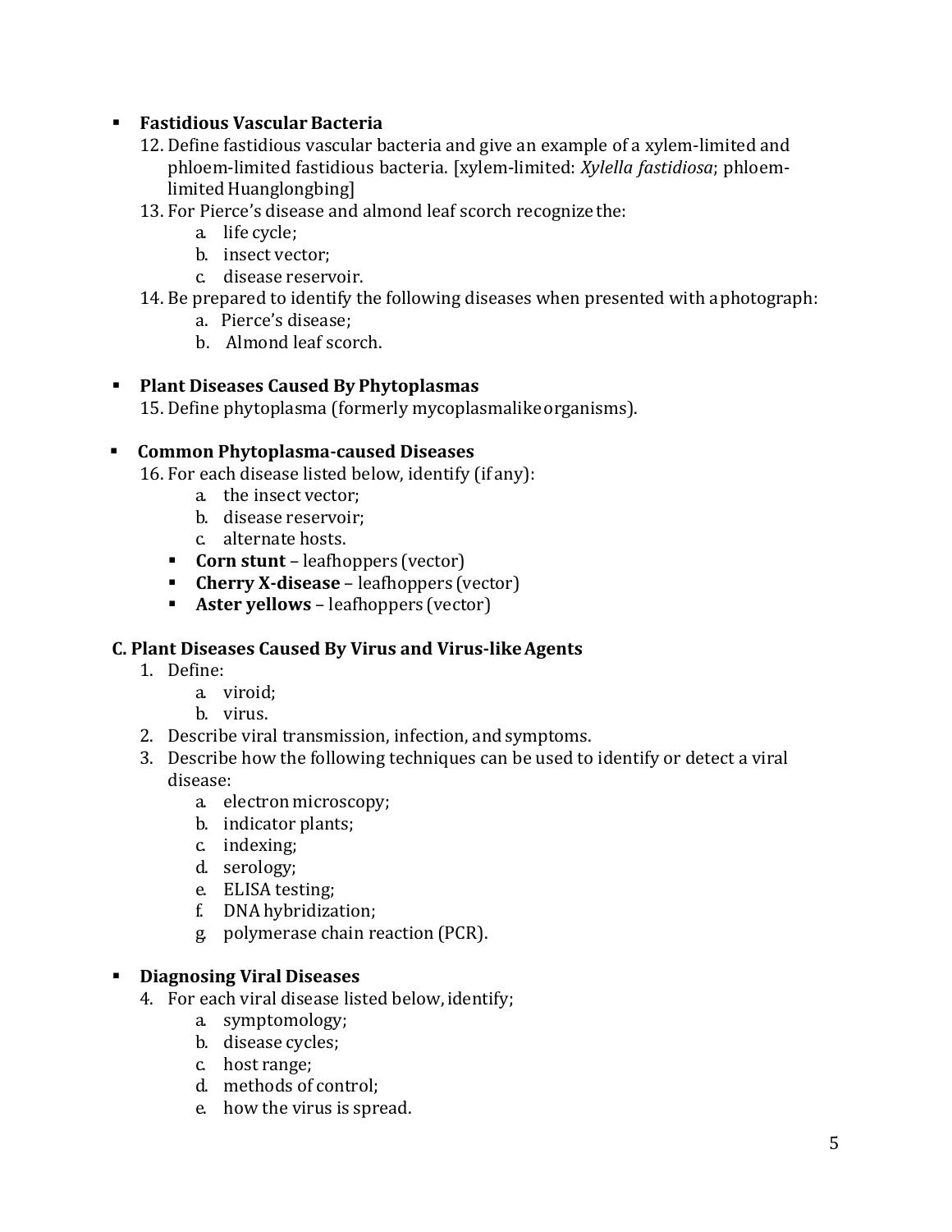- **Fastidious Vascular Bacteria**

  12. Define fastidious vascular bacteria and give an example of a xylem-limited and phloem-limited fastidious bacteria. [xylem-limited: *Xylella fastidiosa*; phloem-limited Huanglongbing]
  13. For Pierce's disease and almond leaf scorch recognize the:
      a. life cycle;
      b. insect vector;
      c. disease reservoir.
  14. Be prepared to identify the following diseases when presented with a photograph:
      a. Pierce's disease;
      b. Almond leaf scorch.

- **Plant Diseases Caused By Phytoplasmas**

  15. Define phytoplasma (formerly mycoplasmalike organisms).

- **Common Phytoplasma-caused Diseases**

  16. For each disease listed below, identify (if any):
      a. the insect vector;
      b. disease reservoir;
      c. alternate hosts.
      - **Corn stunt** – leafhoppers (vector)
      - **Cherry X-disease** – leafhoppers (vector)
      - **Aster yellows** – leafhoppers (vector)

**C. Plant Diseases Caused By Virus and Virus-like Agents**

1. Define:
   a. viroid;
   b. virus.
2. Describe viral transmission, infection, and symptoms.
3. Describe how the following techniques can be used to identify or detect a viral disease:
   a. electron microscopy;
   b. indicator plants;
   c. indexing;
   d. serology;
   e. ELISA testing;
   f. DNA hybridization;
   g. polymerase chain reaction (PCR).

- **Diagnosing Viral Diseases**

  4. For each viral disease listed below, identify;
     a. symptomology;
     b. disease cycles;
     c. host range;
     d. methods of control;
     e. how the virus is spread.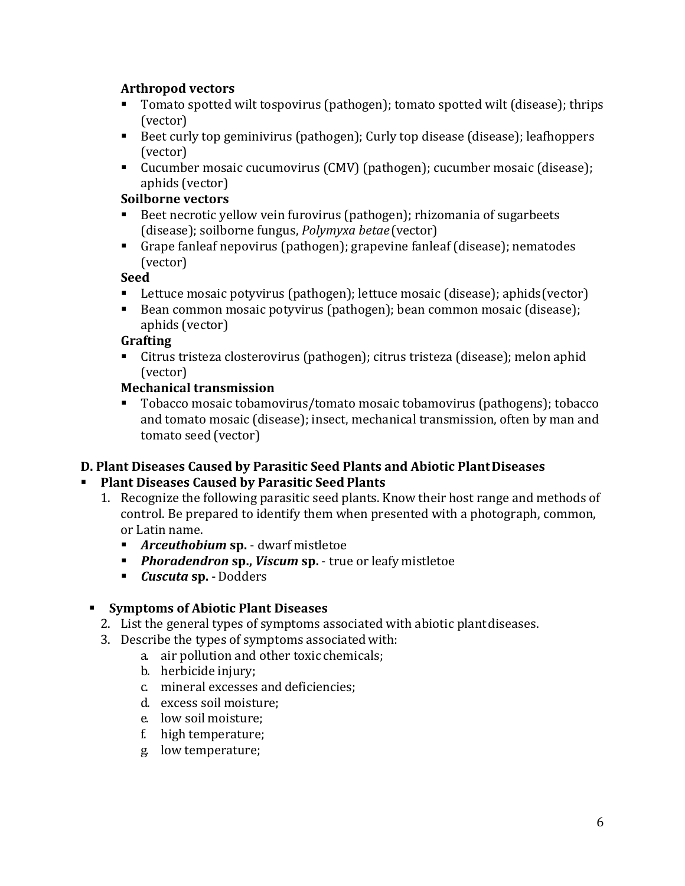**Arthropod vectors**

- Tomato spotted wilt tospovirus (pathogen); tomato spotted wilt (disease); thrips (vector)
- Beet curly top geminivirus (pathogen); Curly top disease (disease); leafhoppers (vector)
- Cucumber mosaic cucumovirus (CMV) (pathogen); cucumber mosaic (disease); aphids (vector)

**Soilborne vectors**

- Beet necrotic yellow vein furovirus (pathogen); rhizomania of sugarbeets (disease); soilborne fungus, *Polymyxa betae* (vector)
- Grape fanleaf nepovirus (pathogen); grapevine fanleaf (disease); nematodes (vector)

**Seed**

- Lettuce mosaic potyvirus (pathogen); lettuce mosaic (disease); aphids(vector)
- Bean common mosaic potyvirus (pathogen); bean common mosaic (disease); aphids (vector)

**Grafting**

- Citrus tristeza closterovirus (pathogen); citrus tristeza (disease); melon aphid (vector)

**Mechanical transmission**

- Tobacco mosaic tobamovirus/tomato mosaic tobamovirus (pathogens); tobacco and tomato mosaic (disease); insect, mechanical transmission, often by man and tomato seed (vector)

**D. Plant Diseases Caused by Parasitic Seed Plants and Abiotic Plant Diseases**

- **Plant Diseases Caused by Parasitic Seed Plants**
  1. Recognize the following parasitic seed plants. Know their host range and methods of control. Be prepared to identify them when presented with a photograph, common, or Latin name.
     - ***Arceuthobium* sp.** - dwarf mistletoe
     - ***Phoradendron* sp., *Viscum* sp.** - true or leafy mistletoe
     - ***Cuscuta* sp.** - Dodders

- **Symptoms of Abiotic Plant Diseases**
  2. List the general types of symptoms associated with abiotic plant diseases.
  3. Describe the types of symptoms associated with:
     a. air pollution and other toxic chemicals;
     b. herbicide injury;
     c. mineral excesses and deficiencies;
     d. excess soil moisture;
     e. low soil moisture;
     f. high temperature;
     g. low temperature;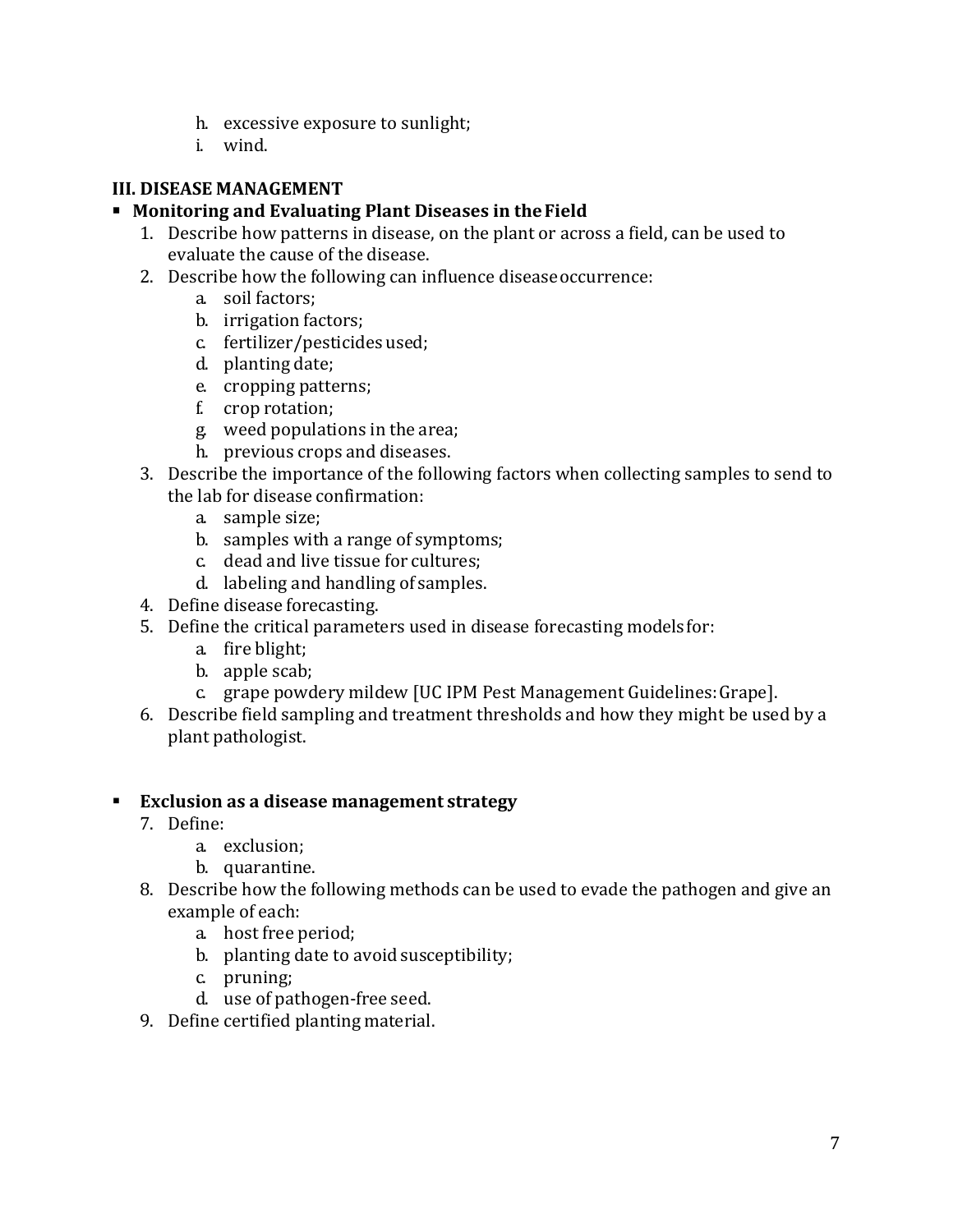h. excessive exposure to sunlight;
    i. wind.

## III. DISEASE MANAGEMENT

- **Monitoring and Evaluating Plant Diseases in the Field**

1. Describe how patterns in disease, on the plant or across a field, can be used to evaluate the cause of the disease.
2. Describe how the following can influence disease occurrence:
    a. soil factors;
    b. irrigation factors;
    c. fertilizer/pesticides used;
    d. planting date;
    e. cropping patterns;
    f. crop rotation;
    g. weed populations in the area;
    h. previous crops and diseases.
3. Describe the importance of the following factors when collecting samples to send to the lab for disease confirmation:
    a. sample size;
    b. samples with a range of symptoms;
    c. dead and live tissue for cultures;
    d. labeling and handling of samples.
4. Define disease forecasting.
5. Define the critical parameters used in disease forecasting models for:
    a. fire blight;
    b. apple scab;
    c. grape powdery mildew [UC IPM Pest Management Guidelines: Grape].
6. Describe field sampling and treatment thresholds and how they might be used by a plant pathologist.

- **Exclusion as a disease management strategy**

7. Define:
    a. exclusion;
    b. quarantine.
8. Describe how the following methods can be used to evade the pathogen and give an example of each:
    a. host free period;
    b. planting date to avoid susceptibility;
    c. pruning;
    d. use of pathogen-free seed.
9. Define certified planting material.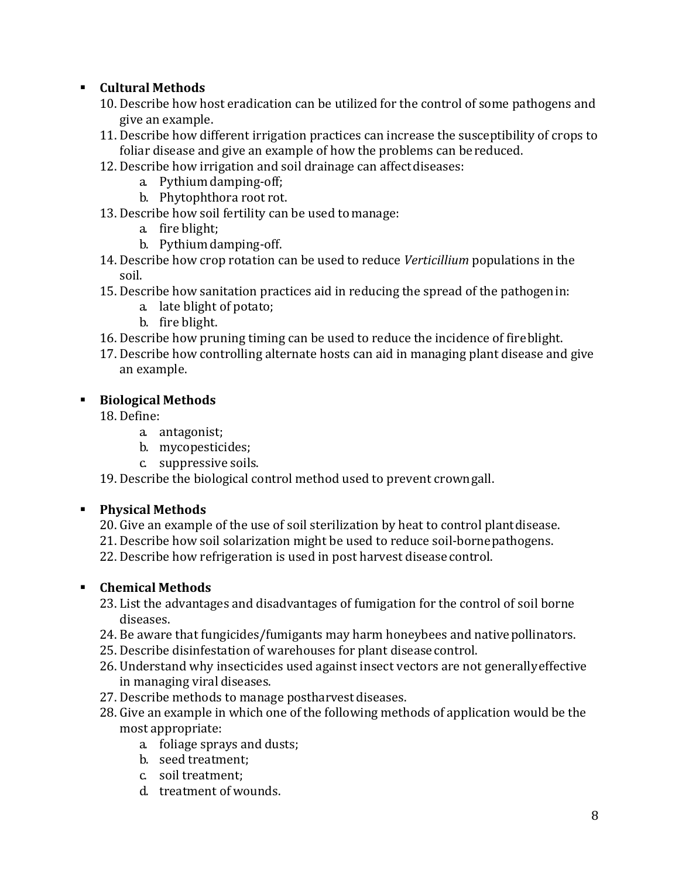- **Cultural Methods**

10. Describe how host eradication can be utilized for the control of some pathogens and give an example.
11. Describe how different irrigation practices can increase the susceptibility of crops to foliar disease and give an example of how the problems can be reduced.
12. Describe how irrigation and soil drainage can affect diseases:
    a. Pythium damping-off;
    b. Phytophthora root rot.
13. Describe how soil fertility can be used to manage:
    a. fire blight;
    b. Pythium damping-off.
14. Describe how crop rotation can be used to reduce *Verticillium* populations in the soil.
15. Describe how sanitation practices aid in reducing the spread of the pathogen in:
    a. late blight of potato;
    b. fire blight.
16. Describe how pruning timing can be used to reduce the incidence of fire blight.
17. Describe how controlling alternate hosts can aid in managing plant disease and give an example.

- **Biological Methods**

18. Define:
    a. antagonist;
    b. mycopesticides;
    c. suppressive soils.
19. Describe the biological control method used to prevent crown gall.

- **Physical Methods**

20. Give an example of the use of soil sterilization by heat to control plant disease.
21. Describe how soil solarization might be used to reduce soil-borne pathogens.
22. Describe how refrigeration is used in post harvest disease control.

- **Chemical Methods**

23. List the advantages and disadvantages of fumigation for the control of soil borne diseases.
24. Be aware that fungicides/fumigants may harm honeybees and native pollinators.
25. Describe disinfestation of warehouses for plant disease control.
26. Understand why insecticides used against insect vectors are not generally effective in managing viral diseases.
27. Describe methods to manage postharvest diseases.
28. Give an example in which one of the following methods of application would be the most appropriate:
    a. foliage sprays and dusts;
    b. seed treatment;
    c. soil treatment;
    d. treatment of wounds.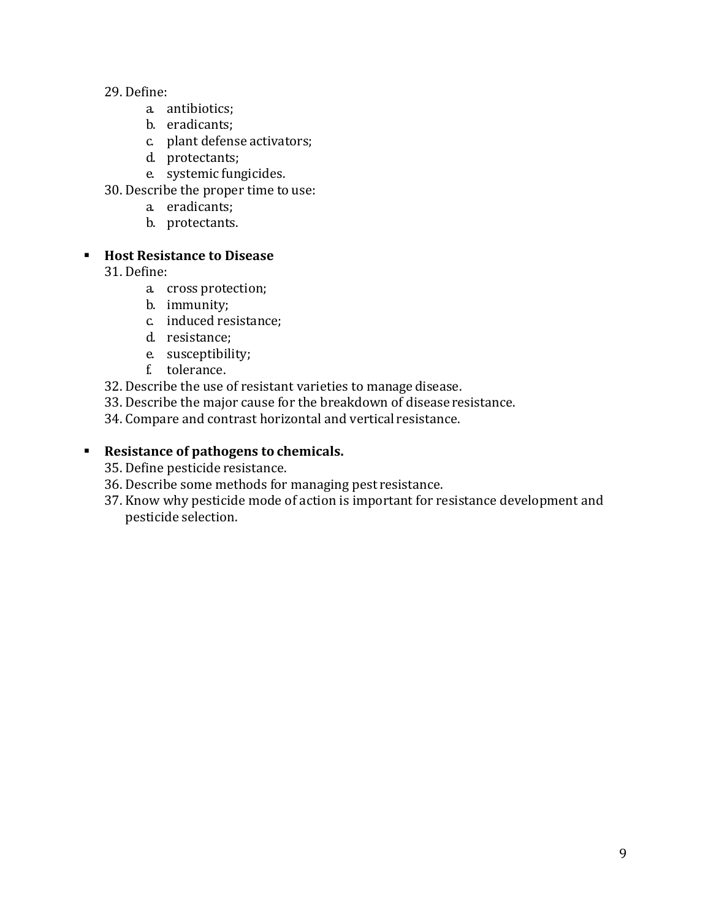29. Define:
    a. antibiotics;
    b. eradicants;
    c. plant defense activators;
    d. protectants;
    e. systemic fungicides.
30. Describe the proper time to use:
    a. eradicants;
    b. protectants.

- **Host Resistance to Disease**

31. Define:
    a. cross protection;
    b. immunity;
    c. induced resistance;
    d. resistance;
    e. susceptibility;
    f. tolerance.
32. Describe the use of resistant varieties to manage disease.
33. Describe the major cause for the breakdown of disease resistance.
34. Compare and contrast horizontal and vertical resistance.

- **Resistance of pathogens to chemicals.**

35. Define pesticide resistance.
36. Describe some methods for managing pest resistance.
37. Know why pesticide mode of action is important for resistance development and pesticide selection.